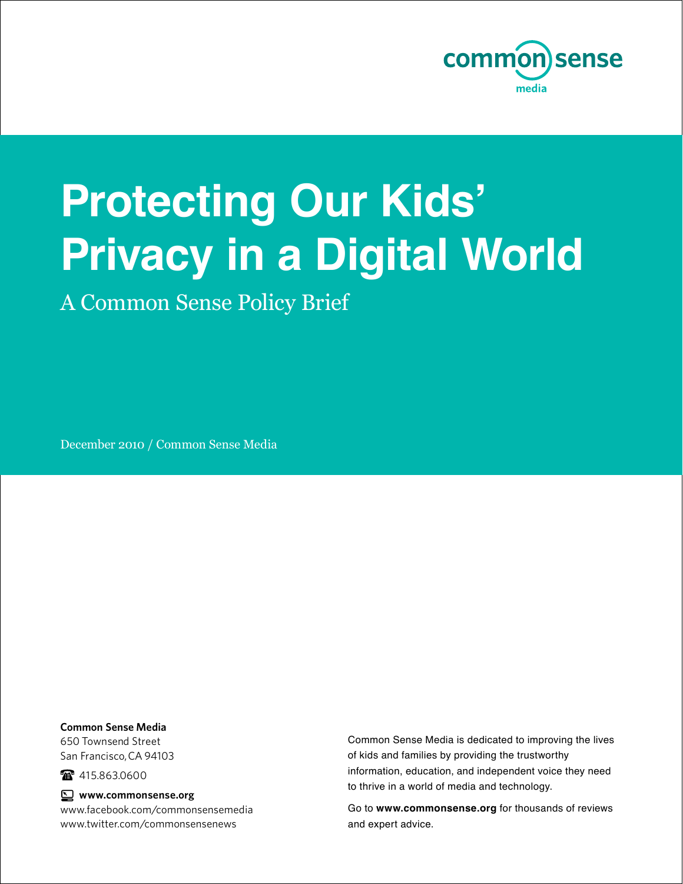common sense media

# Protecting Our Kids' Privacy in a Digital World

## A Common Sense Policy Brief

December 2010 / Common Sense Media

**Common Sense Media**
650 Townsend Street
San Francisco, CA 94103

415.863.0600

**www.commonsense.org**
www.facebook.com/commonsensemedia
www.twitter.com/commonsensenews

Common Sense Media is dedicated to improving the lives of kids and families by providing the trustworthy information, education, and independent voice they need to thrive in a world of media and technology.

Go to **www.commonsense.org** for thousands of reviews and expert advice.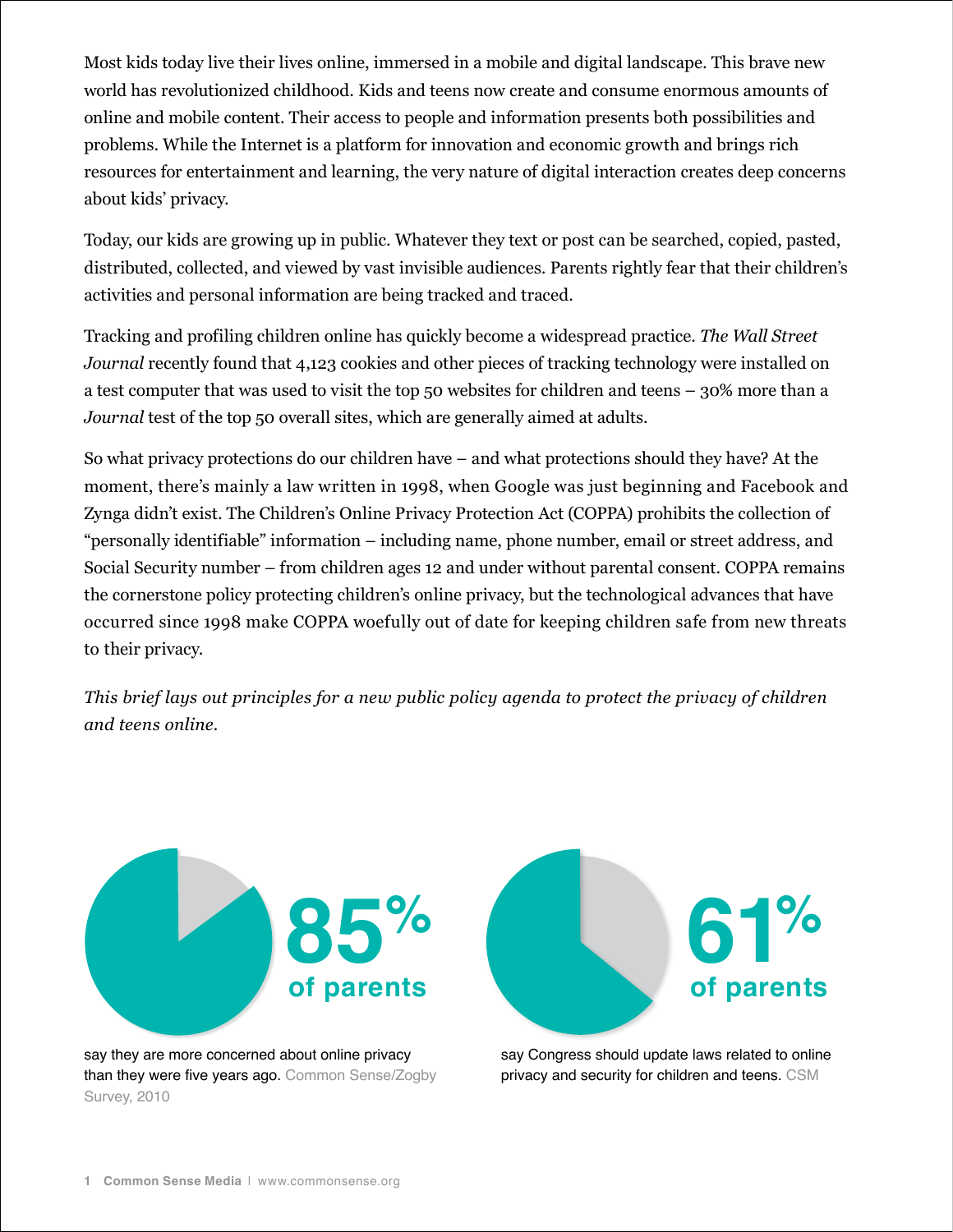Most kids today live their lives online, immersed in a mobile and digital landscape. This brave new world has revolutionized childhood. Kids and teens now create and consume enormous amounts of online and mobile content. Their access to people and information presents both possibilities and problems. While the Internet is a platform for innovation and economic growth and brings rich resources for entertainment and learning, the very nature of digital interaction creates deep concerns about kids' privacy.

Today, our kids are growing up in public. Whatever they text or post can be searched, copied, pasted, distributed, collected, and viewed by vast invisible audiences. Parents rightly fear that their children's activities and personal information are being tracked and traced.

Tracking and profiling children online has quickly become a widespread practice. *The Wall Street Journal* recently found that 4,123 cookies and other pieces of tracking technology were installed on a test computer that was used to visit the top 50 websites for children and teens – 30% more than a *Journal* test of the top 50 overall sites, which are generally aimed at adults.

So what privacy protections do our children have – and what protections should they have? At the moment, there's mainly a law written in 1998, when Google was just beginning and Facebook and Zynga didn't exist. The Children's Online Privacy Protection Act (COPPA) prohibits the collection of "personally identifiable" information – including name, phone number, email or street address, and Social Security number – from children ages 12 and under without parental consent. COPPA remains the cornerstone policy protecting children's online privacy, but the technological advances that have occurred since 1998 make COPPA woefully out of date for keeping children safe from new threats to their privacy.

*This brief lays out principles for a new public policy agenda to protect the privacy of children and teens online.*

**85%**
**of parents**

say they are more concerned about online privacy than they were five years ago. Common Sense/Zogby Survey, 2010

**61%**
**of parents**

say Congress should update laws related to online privacy and security for children and teens. CSM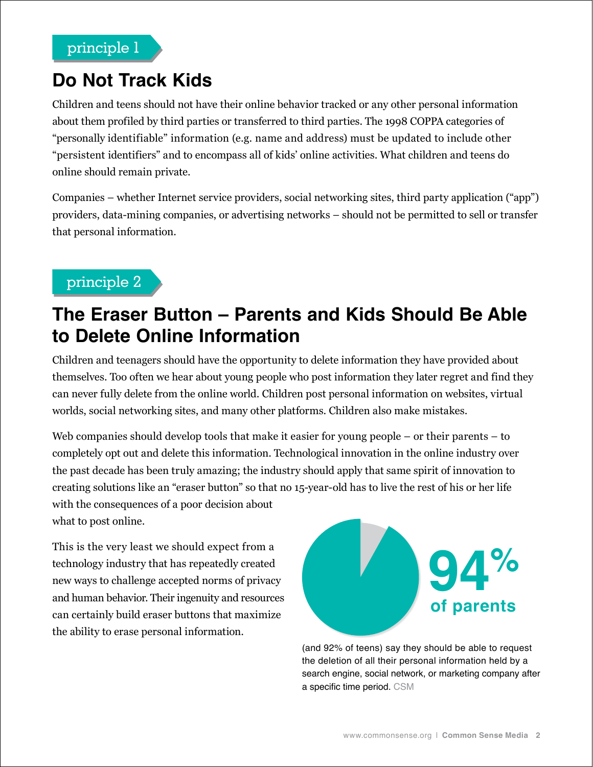principle 1

## Do Not Track Kids

Children and teens should not have their online behavior tracked or any other personal information about them profiled by third parties or transferred to third parties. The 1998 COPPA categories of "personally identifiable" information (e.g. name and address) must be updated to include other "persistent identifiers" and to encompass all of kids' online activities. What children and teens do online should remain private.

Companies – whether Internet service providers, social networking sites, third party application ("app") providers, data-mining companies, or advertising networks – should not be permitted to sell or transfer that personal information.

principle 2

## The Eraser Button – Parents and Kids Should Be Able to Delete Online Information

Children and teenagers should have the opportunity to delete information they have provided about themselves. Too often we hear about young people who post information they later regret and find they can never fully delete from the online world. Children post personal information on websites, virtual worlds, social networking sites, and many other platforms. Children also make mistakes.

Web companies should develop tools that make it easier for young people – or their parents – to completely opt out and delete this information. Technological innovation in the online industry over the past decade has been truly amazing; the industry should apply that same spirit of innovation to creating solutions like an "eraser button" so that no 15-year-old has to live the rest of his or her life with the consequences of a poor decision about what to post online.

This is the very least we should expect from a technology industry that has repeatedly created new ways to challenge accepted norms of privacy and human behavior. Their ingenuity and resources can certainly build eraser buttons that maximize the ability to erase personal information.

94%
of parents

(and 92% of teens) say they should be able to request the deletion of all their personal information held by a search engine, social network, or marketing company after a specific time period. CSM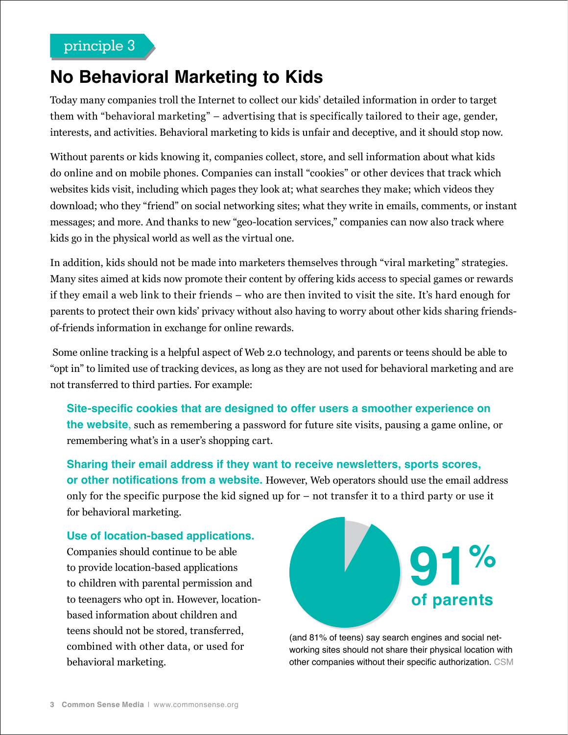principle 3

# No Behavioral Marketing to Kids

Today many companies troll the Internet to collect our kids' detailed information in order to target them with "behavioral marketing" – advertising that is specifically tailored to their age, gender, interests, and activities. Behavioral marketing to kids is unfair and deceptive, and it should stop now.

Without parents or kids knowing it, companies collect, store, and sell information about what kids do online and on mobile phones. Companies can install "cookies" or other devices that track which websites kids visit, including which pages they look at; what searches they make; which videos they download; who they "friend" on social networking sites; what they write in emails, comments, or instant messages; and more. And thanks to new "geo-location services," companies can now also track where kids go in the physical world as well as the virtual one.

In addition, kids should not be made into marketers themselves through "viral marketing" strategies. Many sites aimed at kids now promote their content by offering kids access to special games or rewards if they email a web link to their friends – who are then invited to visit the site. It's hard enough for parents to protect their own kids' privacy without also having to worry about other kids sharing friends-of-friends information in exchange for online rewards.

Some online tracking is a helpful aspect of Web 2.0 technology, and parents or teens should be able to "opt in" to limited use of tracking devices, as long as they are not used for behavioral marketing and are not transferred to third parties. For example:

**Site-specific cookies that are designed to offer users a smoother experience on the website,** such as remembering a password for future site visits, pausing a game online, or remembering what's in a user's shopping cart.

**Sharing their email address if they want to receive newsletters, sports scores, or other notifications from a website.** However, Web operators should use the email address only for the specific purpose the kid signed up for – not transfer it to a third party or use it for behavioral marketing.

**Use of location-based applications.** Companies should continue to be able to provide location-based applications to children with parental permission and to teenagers who opt in. However, location-based information about children and teens should not be stored, transferred, combined with other data, or used for behavioral marketing.

**91% of parents**

(and 81% of teens) say search engines and social networking sites should not share their physical location with other companies without their specific authorization. CSM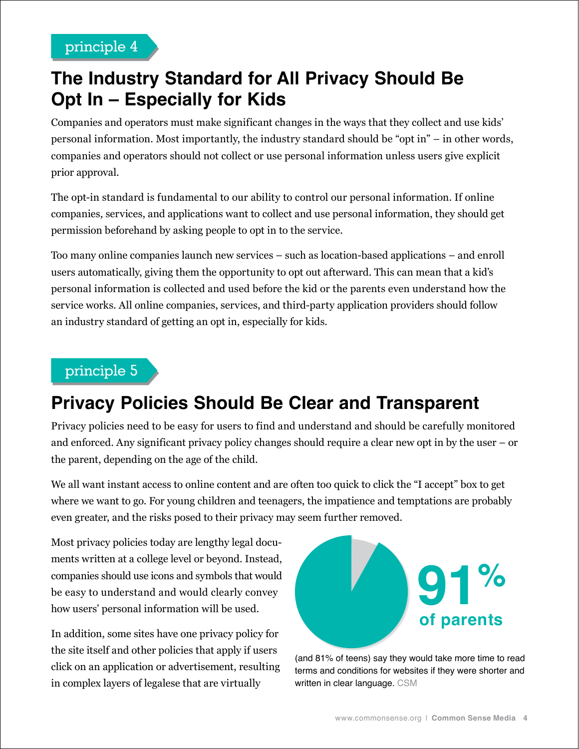principle 4

## The Industry Standard for All Privacy Should Be Opt In – Especially for Kids

Companies and operators must make significant changes in the ways that they collect and use kids' personal information. Most importantly, the industry standard should be "opt in" – in other words, companies and operators should not collect or use personal information unless users give explicit prior approval.

The opt-in standard is fundamental to our ability to control our personal information. If online companies, services, and applications want to collect and use personal information, they should get permission beforehand by asking people to opt in to the service.

Too many online companies launch new services – such as location-based applications – and enroll users automatically, giving them the opportunity to opt out afterward. This can mean that a kid's personal information is collected and used before the kid or the parents even understand how the service works. All online companies, services, and third-party application providers should follow an industry standard of getting an opt in, especially for kids.

principle 5

## Privacy Policies Should Be Clear and Transparent

Privacy policies need to be easy for users to find and understand and should be carefully monitored and enforced. Any significant privacy policy changes should require a clear new opt in by the user – or the parent, depending on the age of the child.

We all want instant access to online content and are often too quick to click the "I accept" box to get where we want to go. For young children and teenagers, the impatience and temptations are probably even greater, and the risks posed to their privacy may seem further removed.

Most privacy policies today are lengthy legal documents written at a college level or beyond. Instead, companies should use icons and symbols that would be easy to understand and would clearly convey how users' personal information will be used.

In addition, some sites have one privacy policy for the site itself and other policies that apply if users click on an application or advertisement, resulting in complex layers of legalese that are virtually

**91% of parents**

(and 81% of teens) say they would take more time to read terms and conditions for websites if they were shorter and written in clear language. CSM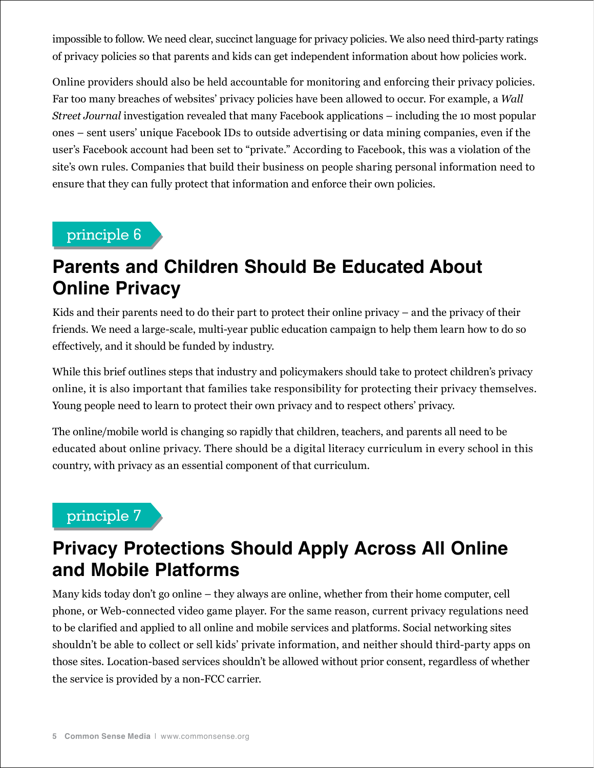impossible to follow. We need clear, succinct language for privacy policies. We also need third-party ratings of privacy policies so that parents and kids can get independent information about how policies work.

Online providers should also be held accountable for monitoring and enforcing their privacy policies. Far too many breaches of websites' privacy policies have been allowed to occur. For example, a *Wall Street Journal* investigation revealed that many Facebook applications – including the 10 most popular ones – sent users' unique Facebook IDs to outside advertising or data mining companies, even if the user's Facebook account had been set to "private." According to Facebook, this was a violation of the site's own rules. Companies that build their business on people sharing personal information need to ensure that they can fully protect that information and enforce their own policies.

principle 6

## Parents and Children Should Be Educated About Online Privacy

Kids and their parents need to do their part to protect their online privacy – and the privacy of their friends. We need a large-scale, multi-year public education campaign to help them learn how to do so effectively, and it should be funded by industry.

While this brief outlines steps that industry and policymakers should take to protect children's privacy online, it is also important that families take responsibility for protecting their privacy themselves. Young people need to learn to protect their own privacy and to respect others' privacy.

The online/mobile world is changing so rapidly that children, teachers, and parents all need to be educated about online privacy. There should be a digital literacy curriculum in every school in this country, with privacy as an essential component of that curriculum.

principle 7

## Privacy Protections Should Apply Across All Online and Mobile Platforms

Many kids today don't go online – they always are online, whether from their home computer, cell phone, or Web-connected video game player. For the same reason, current privacy regulations need to be clarified and applied to all online and mobile services and platforms. Social networking sites shouldn't be able to collect or sell kids' private information, and neither should third-party apps on those sites. Location-based services shouldn't be allowed without prior consent, regardless of whether the service is provided by a non-FCC carrier.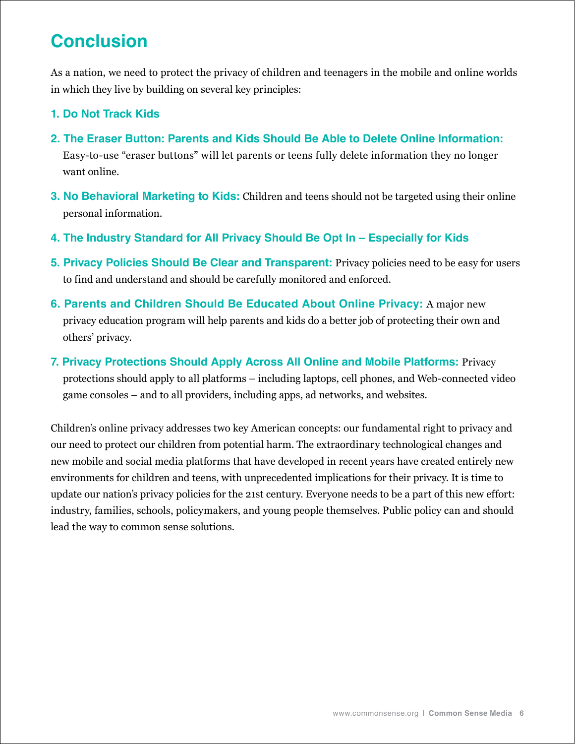# Conclusion

As a nation, we need to protect the privacy of children and teenagers in the mobile and online worlds in which they live by building on several key principles:

1. **Do Not Track Kids**
2. **The Eraser Button: Parents and Kids Should Be Able to Delete Online Information:** Easy-to-use "eraser buttons" will let parents or teens fully delete information they no longer want online.
3. **No Behavioral Marketing to Kids:** Children and teens should not be targeted using their online personal information.
4. **The Industry Standard for All Privacy Should Be Opt In – Especially for Kids**
5. **Privacy Policies Should Be Clear and Transparent:** Privacy policies need to be easy for users to find and understand and should be carefully monitored and enforced.
6. **Parents and Children Should Be Educated About Online Privacy:** A major new privacy education program will help parents and kids do a better job of protecting their own and others' privacy.
7. **Privacy Protections Should Apply Across All Online and Mobile Platforms:** Privacy protections should apply to all platforms – including laptops, cell phones, and Web-connected video game consoles – and to all providers, including apps, ad networks, and websites.

Children's online privacy addresses two key American concepts: our fundamental right to privacy and our need to protect our children from potential harm. The extraordinary technological changes and new mobile and social media platforms that have developed in recent years have created entirely new environments for children and teens, with unprecedented implications for their privacy. It is time to update our nation's privacy policies for the 21st century. Everyone needs to be a part of this new effort: industry, families, schools, policymakers, and young people themselves. Public policy can and should lead the way to common sense solutions.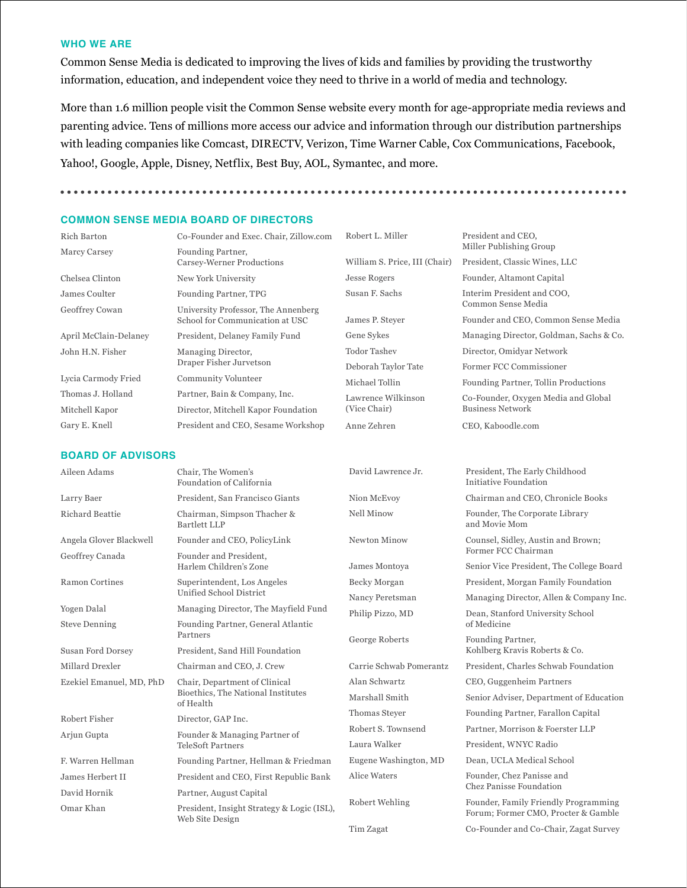## WHO WE ARE

Common Sense Media is dedicated to improving the lives of kids and families by providing the trustworthy information, education, and independent voice they need to thrive in a world of media and technology.

More than 1.6 million people visit the Common Sense website every month for age-appropriate media reviews and parenting advice. Tens of millions more access our advice and information through our distribution partnerships with leading companies like Comcast, DIRECTV, Verizon, Time Warner Cable, Cox Communications, Facebook, Yahoo!, Google, Apple, Disney, Netflix, Best Buy, AOL, Symantec, and more.

## COMMON SENSE MEDIA BOARD OF DIRECTORS

| | |
|---|---|
| Rich Barton | Co-Founder and Exec. Chair, Zillow.com |
| Marcy Carsey | Founding Partner, Carsey-Werner Productions |
| Chelsea Clinton | New York University |
| James Coulter | Founding Partner, TPG |
| Geoffrey Cowan | University Professor, The Annenberg School for Communication at USC |
| April McClain-Delaney | President, Delaney Family Fund |
| John H.N. Fisher | Managing Director, Draper Fisher Jurvetson |
| Lycia Carmody Fried | Community Volunteer |
| Thomas J. Holland | Partner, Bain & Company, Inc. |
| Mitchell Kapor | Director, Mitchell Kapor Foundation |
| Gary E. Knell | President and CEO, Sesame Workshop |
| Robert L. Miller | President and CEO, Miller Publishing Group |
| William S. Price, III (Chair) | President, Classic Wines, LLC |
| Jesse Rogers | Founder, Altamont Capital |
| Susan F. Sachs | Interim President and COO, Common Sense Media |
| James P. Steyer | Founder and CEO, Common Sense Media |
| Gene Sykes | Managing Director, Goldman, Sachs & Co. |
| Todor Tashev | Director, Omidyar Network |
| Deborah Taylor Tate | Former FCC Commissioner |
| Michael Tollin | Founding Partner, Tollin Productions |
| Lawrence Wilkinson (Vice Chair) | Co-Founder, Oxygen Media and Global Business Network |
| Anne Zehren | CEO, Kaboodle.com |

## BOARD OF ADVISORS

| | |
|---|---|
| Aileen Adams | Chair, The Women's Foundation of California |
| Larry Baer | President, San Francisco Giants |
| Richard Beattie | Chairman, Simpson Thacher & Bartlett LLP |
| Angela Glover Blackwell | Founder and CEO, PolicyLink |
| Geoffrey Canada | Founder and President, Harlem Children's Zone |
| Ramon Cortines | Superintendent, Los Angeles Unified School District |
| Yogen Dalal | Managing Director, The Mayfield Fund |
| Steve Denning | Founding Partner, General Atlantic Partners |
| Susan Ford Dorsey | President, Sand Hill Foundation |
| Millard Drexler | Chairman and CEO, J. Crew |
| Ezekiel Emanuel, MD, PhD | Chair, Department of Clinical Bioethics, The National Institutes of Health |
| Robert Fisher | Director, GAP Inc. |
| Arjun Gupta | Founder & Managing Partner of TeleSoft Partners |
| F. Warren Hellman | Founding Partner, Hellman & Friedman |
| James Herbert II | President and CEO, First Republic Bank |
| David Hornik | Partner, August Capital |
| Omar Khan | President, Insight Strategy & Logic (ISL), Web Site Design |
| David Lawrence Jr. | President, The Early Childhood Initiative Foundation |
| Nion McEvoy | Chairman and CEO, Chronicle Books |
| Nell Minow | Founder, The Corporate Library and Movie Mom |
| Newton Minow | Counsel, Sidley, Austin and Brown; Former FCC Chairman |
| James Montoya | Senior Vice President, The College Board |
| Becky Morgan | President, Morgan Family Foundation |
| Nancy Peretsman | Managing Director, Allen & Company Inc. |
| Philip Pizzo, MD | Dean, Stanford University School of Medicine |
| George Roberts | Founding Partner, Kohlberg Kravis Roberts & Co. |
| Carrie Schwab Pomerantz | President, Charles Schwab Foundation |
| Alan Schwartz | CEO, Guggenheim Partners |
| Marshall Smith | Senior Adviser, Department of Education |
| Thomas Steyer | Founding Partner, Farallon Capital |
| Robert S. Townsend | Partner, Morrison & Foerster LLP |
| Laura Walker | President, WNYC Radio |
| Eugene Washington, MD | Dean, UCLA Medical School |
| Alice Waters | Founder, Chez Panisse and Chez Panisse Foundation |
| Robert Wehling | Founder, Family Friendly Programming Forum; Former CMO, Procter & Gamble |
| Tim Zagat | Co-Founder and Co-Chair, Zagat Survey |